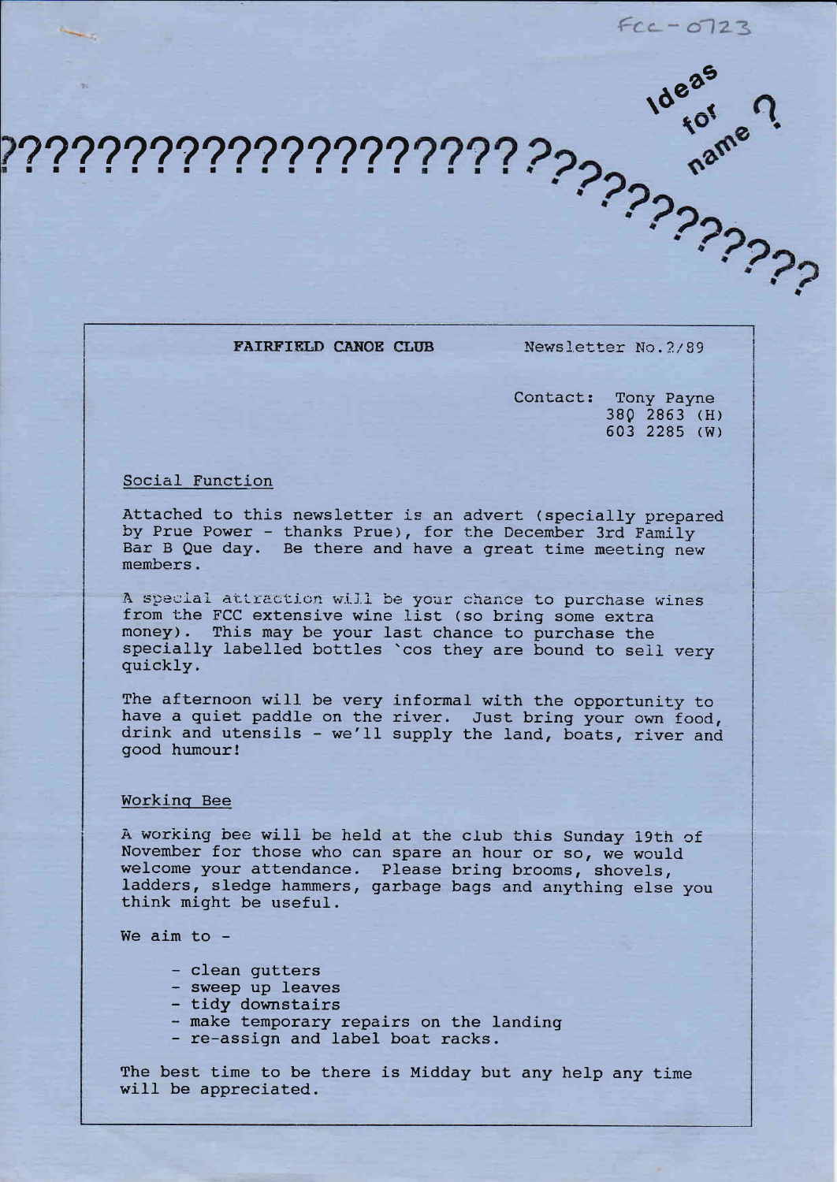FCC-0723

?????????????????????????????????? Ideas for name ?

**FAIRFIELD CANOE CLUB** Newsletter No.2/89

Contact: Tony Payne
380 2863 (H)
603 2285 (W)

## Social Function

Attached to this newsletter is an advert (specially prepared by Prue Power - thanks Prue), for the December 3rd Family Bar B Que day. Be there and have a great time meeting new members.

A special attraction will be your chance to purchase wines from the FCC extensive wine list (so bring some extra money). This may be your last chance to purchase the specially labelled bottles `cos they are bound to sell very quickly.

The afternoon will be very informal with the opportunity to have a quiet paddle on the river. Just bring your own food, drink and utensils - we'll supply the land, boats, river and good humour!

## Working Bee

A working bee will be held at the club this Sunday 19th of November for those who can spare an hour or so, we would welcome your attendance. Please bring brooms, shovels, ladders, sledge hammers, garbage bags and anything else you think might be useful.

We aim to -

- clean gutters
- sweep up leaves
- tidy downstairs
- make temporary repairs on the landing
- re-assign and label boat racks.

The best time to be there is Midday but any help any time will be appreciated.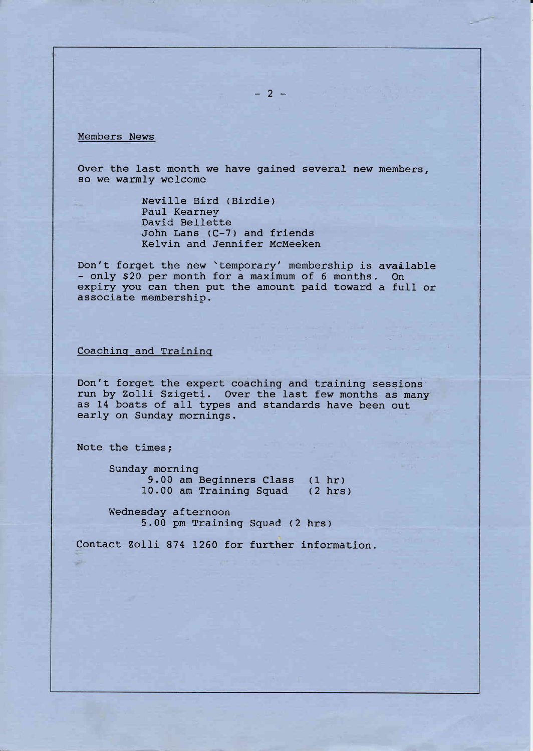## Members News

Over the last month we have gained several new members, so we warmly welcome

- Neville Bird (Birdie)
- Paul Kearney
- David Bellette
- John Lans (C-7) and friends
- Kelvin and Jennifer McMeeken

Don't forget the new 'temporary' membership is available - only $20 per month for a maximum of 6 months. On expiry you can then put the amount paid toward a full or associate membership.

## Coaching and Training

Don't forget the expert coaching and training sessions run by Zolli Szigeti. Over the last few months as many as 14 boats of all types and standards have been out early on Sunday mornings.

Note the times;

Sunday morning
- 9.00 am Beginners Class (1 hr)
- 10.00 am Training Squad (2 hrs)

Wednesday afternoon
- 5.00 pm Training Squad (2 hrs)

Contact Zolli 874 1260 for further information.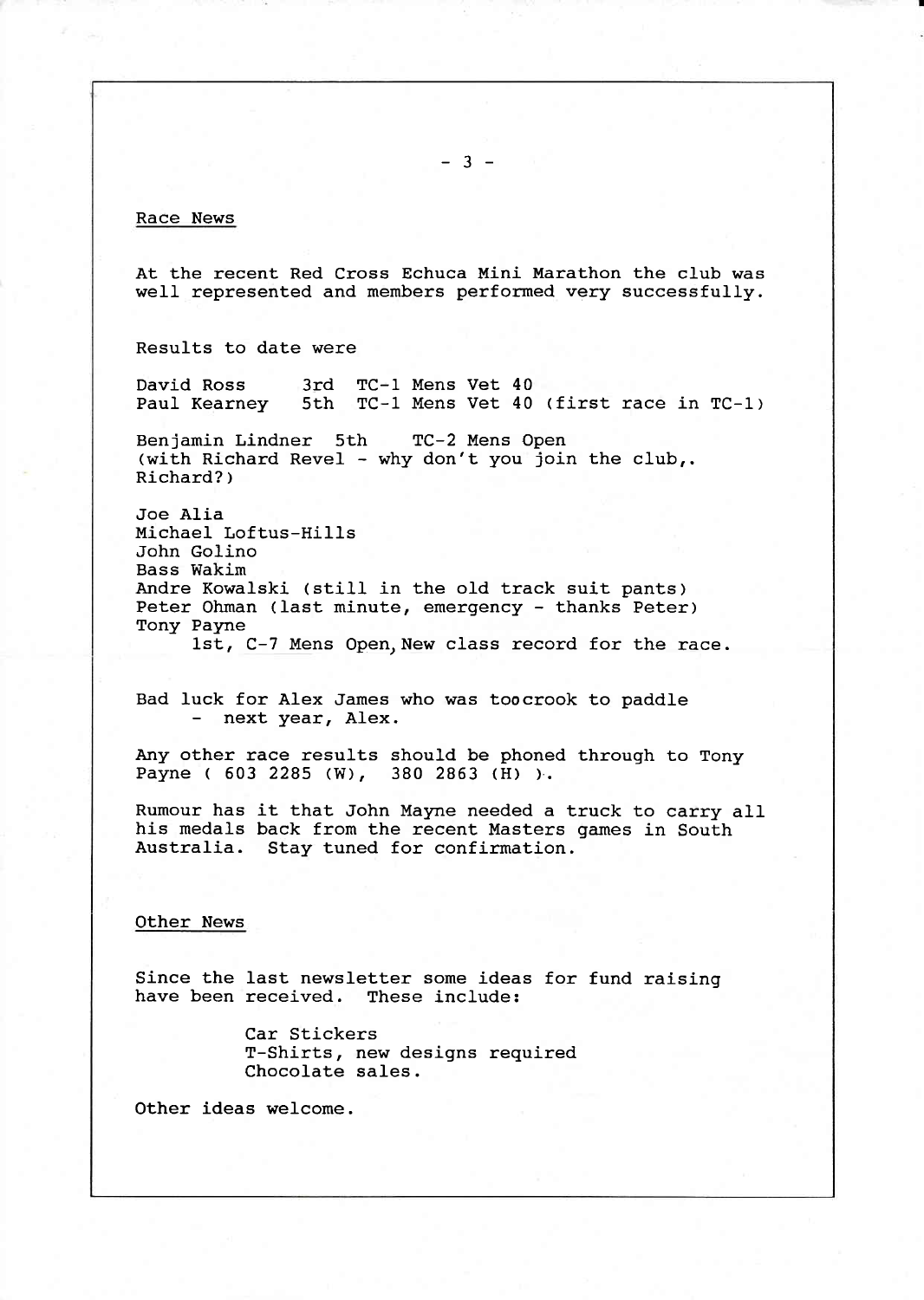## Race News

At the recent Red Cross Echuca Mini Marathon the club was well represented and members performed very successfully.

Results to date were

David Ross 3rd TC-1 Mens Vet 40
Paul Kearney 5th TC-1 Mens Vet 40 (first race in TC-1)

Benjamin Lindner 5th TC-2 Mens Open
(with Richard Revel - why don't you join the club,. Richard?)

Joe Alia
Michael Loftus-Hills
John Golino
Bass Wakim
Andre Kowalski (still in the old track suit pants)
Peter Ohman (last minute, emergency - thanks Peter)
Tony Payne
1st, C-7 Mens Open, New class record for the race.

Bad luck for Alex James who was toocrook to paddle
- next year, Alex.

Any other race results should be phoned through to Tony Payne ( 603 2285 (W), 380 2863 (H) ).

Rumour has it that John Mayne needed a truck to carry all his medals back from the recent Masters games in South Australia. Stay tuned for confirmation.

## Other News

Since the last newsletter some ideas for fund raising have been received. These include:

Car Stickers
T-Shirts, new designs required
Chocolate sales.

Other ideas welcome.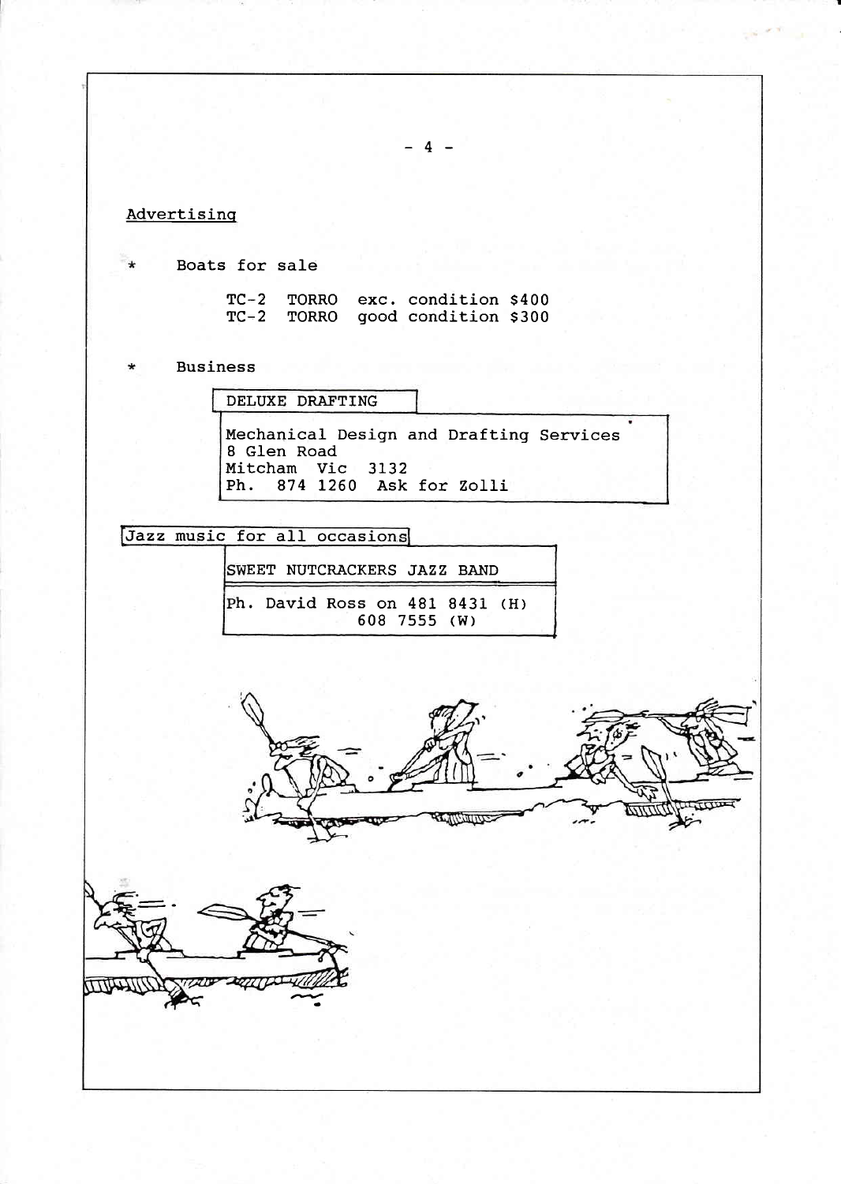## Advertising

* Boats for sale

  TC-2 TORRO exc. condition $400
  TC-2 TORRO good condition $300

* Business

DELUXE DRAFTING

Mechanical Design and Drafting Services
8 Glen Road
Mitcham Vic 3132
Ph. 874 1260 Ask for Zolli

Jazz music for all occasions

SWEET NUTCRACKERS JAZZ BAND

Ph. David Ross on 481 8431 (H)
608 7555 (W)